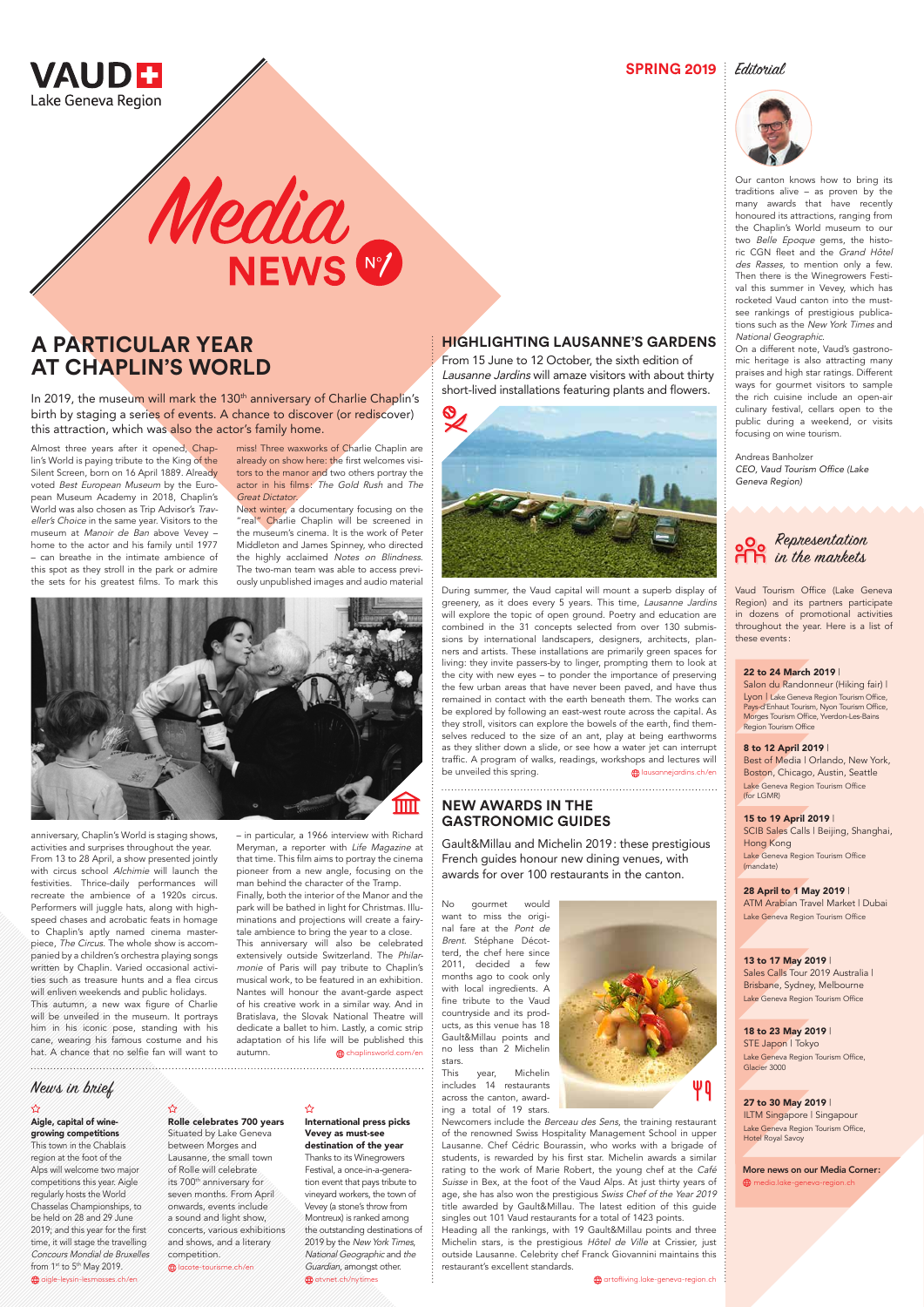# VAUD

Lake Geneva Region

# Media NEWS N°1

**SPRING 2019**

## Editorial

Our canton knows how to bring its traditions alive – as proven by the many awards that have recently honoured its attractions, ranging from the Chaplin's World museum to our two *Belle Epoque* gems, the historic CGN fleet and the *Grand Hôtel des Rasses*, to mention only a few. Then there is the Winegrowers Festival this summer in Vevey, which has rocketed Vaud canton into the must-see rankings of prestigious publications such as the *New York Times* and *National Geographic*.

On a different note, Vaud's gastronomic heritage is also attracting many praises and high star ratings. Different ways for gourmet visitors to sample the rich cuisine include an open-air culinary festival, cellars open to the public during a weekend, or visits focusing on wine tourism.

Andreas Banholzer
*CEO, Vaud Tourism Office (Lake Geneva Region)*

## A PARTICULAR YEAR AT CHAPLIN'S WORLD

In 2019, the museum will mark the 130th anniversary of Charlie Chaplin's birth by staging a series of events. A chance to discover (or rediscover) this attraction, which was also the actor's family home.

Almost three years after it opened, Chaplin's World is paying tribute to the King of the Silent Screen, born on 16 April 1889. Already voted *Best European Museum* by the European Museum Academy in 2018, Chaplin's World was also chosen as Trip Advisor's *Traveller's Choice* in the same year. Visitors to the museum at *Manoir de Ban* above Vevey – home to the actor and his family until 1977 – can breathe in the intimate ambience of this spot as they stroll in the park or admire the sets for his greatest films. To mark this anniversary, Chaplin's World is staging shows, activities and surprises throughout the year. From 13 to 28 April, a show presented jointly with circus school *Alchimie* will launch the festivities. Thrice-daily performances will recreate the ambience of a 1920s circus. Performers will juggle hats, along with high-speed chases and acrobatic feats in homage to Chaplin's aptly named cinema masterpiece, *The Circus*. The whole show is accompanied by a children's orchestra playing songs written by Chaplin. Varied occasional activities such as treasure hunts and a flea circus will enliven weekends and public holidays. This autumn, a new wax figure of Charlie will be unveiled in the museum. It portrays him in his iconic pose, standing with his cane, wearing his famous costume and his hat. A chance that no selfie fan will want to miss! Three waxworks of Charlie Chaplin are already on show here: the first welcomes visitors to the manor and two others portray the actor in his films: *The Gold Rush* and *The Great Dictator*.

Next winter, a documentary focusing on the "real" Charlie Chaplin will be screened in the museum's cinema. It is the work of Peter Middleton and James Spinney, who directed the highly acclaimed *Notes on Blindness*. The two-man team was able to access previously unpublished images and audio material – in particular, a 1966 interview with Richard Meryman, a reporter with *Life Magazine* at that time. This film aims to portray the cinema pioneer from a new angle, focusing on the man behind the character of the Tramp.

Finally, both the interior of the Manor and the park will be bathed in light for Christmas. Illuminations and projections will create a fairy-tale ambience to bring the year to a close.

This anniversary will also be celebrated extensively outside Switzerland. The *Philarmonie* of Paris will pay tribute to Chaplin's musical work, to be featured in an exhibition. Nantes will honour the avant-garde aspect of his creative work in a similar way. And in Bratislava, the Slovak National Theatre will dedicate a ballet to him. Lastly, a comic strip adaptation of his life will be published this autumn.

chaplinsworld.com/en

## HIGHLIGHTING LAUSANNE'S GARDENS

From 15 June to 12 October, the sixth edition of *Lausanne Jardins* will amaze visitors with about thirty short-lived installations featuring plants and flowers.

During summer, the Vaud capital will mount a superb display of greenery, as it does every 5 years. This time, *Lausanne Jardins* will explore the topic of open ground. Poetry and education are combined in the 31 concepts selected from over 130 submissions by international landscapers, designers, architects, planners and artists. These installations are primarily green spaces for living: they invite passers-by to linger, prompting them to look at the city with new eyes – to ponder the importance of preserving the few urban areas that have never been paved, and have thus remained in contact with the earth beneath them. The works can be explored by following an east-west route across the capital. As they stroll, visitors can explore the bowels of the earth, find themselves reduced to the size of an ant, play at being earthworms as they slither down a slide, or see how a water jet can interrupt traffic. A program of walks, readings, workshops and lectures will be unveiled this spring.

lausannejardins.ch/en

## NEW AWARDS IN THE GASTRONOMIC GUIDES

Gault&Millau and Michelin 2019: these prestigious French guides honour new dining venues, with awards for over 100 restaurants in the canton.

No gourmet would want to miss the original fare at the *Pont de Brent*. Stéphane Décotterd, the chef here since 2011, decided a few months ago to cook only with local ingredients. A fine tribute to the Vaud countryside and its products, as this venue has 18 Gault&Millau points and no less than 2 Michelin stars.

This year, Michelin includes 14 restaurants across the canton, awarding a total of 19 stars. Newcomers include the *Berceau des Sens*, the training restaurant of the renowned Swiss Hospitality Management School in upper Lausanne. Chef Cédric Bourassin, who works with a brigade of students, is rewarded by his first star. Michelin awards a similar rating to the work of Marie Robert, the young chef at the *Café Suisse* in Bex, at the foot of the Vaud Alps. At just thirty years of age, she has also won the prestigious *Swiss Chef of the Year 2019* title awarded by Gault&Millau. The latest edition of this guide singles out 101 Vaud restaurants for a total of 1423 points. Heading all the rankings, with 19 Gault&Millau points and three Michelin stars, is the prestigious *Hôtel de Ville* at Crissier, just outside Lausanne. Celebrity chef Franck Giovannini maintains this restaurant's excellent standards.

artofliving.lake-geneva-region.ch

## News in brief

### Aigle, capital of wine-growing competitions

This town in the Chablais region at the foot of the Alps will welcome two major competitions this year. Aigle regularly hosts the World Chasselas Championships, to be held on 28 and 29 June 2019; and this year for the first time, it will stage the travelling *Concours Mondial de Bruxelles* from 1st to 5th May 2019.

aigle-leysin-lesmosses.ch/en

### Rolle celebrates 700 years

Situated by Lake Geneva between Morges and Lausanne, the small town of Rolle will celebrate its 700th anniversary for seven months. From April onwards, events include a sound and light show, concerts, various exhibitions and shows, and a literary competition.

lacote-tourisme.ch/en

### International press picks Vevey as must-see destination of the year

Thanks to its Winegrowers Festival, a once-in-a-generation event that pays tribute to vineyard workers, the town of Vevey (a stone's throw from Montreux) is ranked among the outstanding destinations of 2019 by the *New York Times*, *National Geographic* and the *Guardian*, amongst other.

atvnet.ch/nytimes

## Representation in the markets

Vaud Tourism Office (Lake Geneva Region) and its partners participate in dozens of promotional activities throughout the year. Here is a list of these events:

**22 to 24 March 2019** | Salon du Randonneur (Hiking fair) | Lyon | Lake Geneva Region Tourism Office, Pays-d'Enhaut Tourism, Nyon Tourism Office, Morges Tourism Office, Yverdon-Les-Bains Region Tourism Office

**8 to 12 April 2019** | Best of Media | Orlando, New York, Boston, Chicago, Austin, Seattle
Lake Geneva Region Tourism Office (for LGMR)

**15 to 19 April 2019** | SCIB Sales Calls | Beijing, Shanghai, Hong Kong
Lake Geneva Region Tourism Office (mandate)

**28 April to 1 May 2019** | ATM Arabian Travel Market | Dubai
Lake Geneva Region Tourism Office

**13 to 17 May 2019** | Sales Calls Tour 2019 Australia | Brisbane, Sydney, Melbourne
Lake Geneva Region Tourism Office

**18 to 23 May 2019** | STE Japon | Tokyo
Lake Geneva Region Tourism Office, Glacier 3000

**27 to 30 May 2019** | ILTM Singapore | Singapour
Lake Geneva Region Tourism Office, Hotel Royal Savoy

**More news on our Media Corner:**
media.lake-geneva-region.ch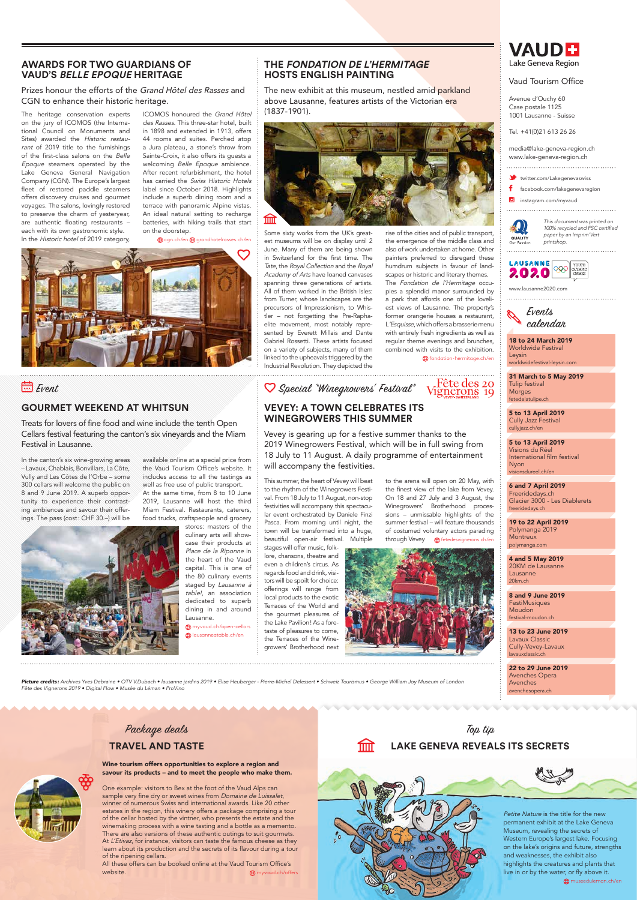## AWARDS FOR TWO GUARDIANS OF VAUD'S *BELLE EPOQUE* HERITAGE

Prizes honour the efforts of the *Grand Hôtel des Rasses* and CGN to enhance their historic heritage.

The heritage conservation experts on the jury of ICOMOS (the International Council on Monuments and Sites) awarded the *Historic restaurant* of 2019 title to the furnishings of the first-class salons on the *Belle Epoque* steamers operated by the Lake Geneva General Navigation Company (CGN). The Europe's largest fleet of restored paddle steamers offers discovery cruises and gourmet voyages. The salons, lovingly restored to preserve the charm of yesteryear, are authentic floating restaurants – each with its own gastronomic style. In the *Historic hotel* of 2019 category, ICOMOS honoured the *Grand Hôtel des Rasses*. This three-star hotel, built in 1898 and extended in 1913, offers 44 rooms and suites. Perched atop a Jura plateau, a stone's throw from Sainte-Croix, it also offers its guests a welcoming *Belle Epoque* ambience. After recent refurbishment, the hotel has carried the *Swiss Historic Hotels* label since October 2018. Highlights include a superb dining room and a terrace with panoramic Alpine vistas. An ideal natural setting to recharge batteries, with hiking trails that start on the doorstep.

cgn.ch/en grandhotelrasses.ch/en

## THE *FONDATION DE L'HERMITAGE* HOSTS ENGLISH PAINTING

The new exhibit at this museum, nestled amid parkland above Lausanne, features artists of the Victorian era (1837-1901).

Some sixty works from the UK's greatest museums will be on display until 2 June. Many of them are being shown in Switzerland for the first time. The *Tate*, the *Royal Collection* and the *Royal Academy of Arts* have loaned canvases spanning three generations of artists. All of them worked in the British Isles: from Turner, whose landscapes are the precursors of Impressionism, to Whistler – not forgetting the Pre-Raphaelite movement, most notably represented by Everett Millais and Dante Gabriel Rossetti. These artists focused on a variety of subjects, many of them linked to the upheavals triggered by the Industrial Revolution. They depicted the rise of the cities and of public transport, the emergence of the middle class and also of work undertaken at home. Other painters preferred to disregard these humdrum subjects in favour of landscapes or historic and literary themes. The *Fondation de l'Hermitage* occupies a splendid manor surrounded by a park that affords one of the loveliest views of Lausanne. The property's former orangerie houses a restaurant, *L'Esquisse*, which offers a brasserie menu with entirely fresh ingredients as well as regular theme evenings and brunches, combined with visits to the exhibition.

fondation-hermitage.ch/en

*Event*

## GOURMET WEEKEND AT WHITSUN

Treats for lovers of fine food and wine include the tenth Open Cellars festival featuring the canton's six vineyards and the Miam Festival in Lausanne.

In the canton's six wine-growing areas – Lavaux, Chablais, Bonvillars, La Côte, Vully and Les Côtes de l'Orbe – some 300 cellars will welcome the public on 8 and 9 June 2019. A superb opportunity to experience their contrasting ambiences and savour their offerings. The pass (cost: CHF 30.–) will be available online at a special price from the Vaud Tourism Office's website. It includes access to all the tastings as well as free use of public transport.

At the same time, from 8 to 10 June 2019, Lausanne will host the third Miam Festival. Restaurants, caterers, food trucks, craftspeople and grocery stores: masters of the culinary arts will showcase their products at *Place de la Riponne* in the heart of the Vaud capital. This is one of the 80 culinary events staged by *Lausanne à table!*, an association dedicated to superb dining in and around Lausanne.

myvaud.ch/open-cellars
lausanneatable.ch/en

*Special "Winegrowers' Festival"*

Fête des Vignerons 2019 VEVEY • SWITZERLAND

## VEVEY: A TOWN CELEBRATES ITS WINEGROWERS THIS SUMMER

Vevey is gearing up for a festive summer thanks to the 2019 Winegrowers Festival, which will be in full swing from 18 July to 11 August. A daily programme of entertainment will accompany the festivities.

This summer, the heart of Vevey will beat to the rhythm of the Winegrowers Festival. From 18 July to 11 August, non-stop festivities will accompany this spectacular event orchestrated by Daniele Finzi Pasca. From morning until night, the town will be transformed into a huge, beautiful open-air festival. Multiple stages will offer music, folklore, chansons, theatre and even a children's circus. As regards food and drink, visitors will be spoilt for choice: offerings will range from local products to the exotic Terraces of the World and the gourmet pleasures of the Lake Pavilion! As a foretaste of pleasures to come, the Terraces of the Winegrowers' Brotherhood next to the arena will open on 20 May, with the finest view of the lake from Vevey. On 18 and 27 July and 3 August, the Winegrowers' Brotherhood processions – unmissable highlights of the summer festival – will feature thousands of costumed voluntary actors parading through Vevey

fetedesvignerons.ch/en

***Picture credits:*** *Archives Yves Debraine • OTV V.Dubach • lausanne jardins 2019 • Elise Heuberger - Pierre-Michel Delessert • Schweiz Tourismus • George William Joy Museum of London Fête des Vignerons 2019 • Digital Flow • Musée du Léman • ProVino*

**VAUD** Lake Geneva Region

Vaud Tourism Office

Avenue d'Ouchy 60
Case postale 1125
1001 Lausanne - Suisse

Tel. +41(0)21 613 26 26

media@lake-geneva-region.ch
www.lake-geneva-region.ch

twitter.com/Lakegenevaswiss
facebook.com/lakegenevaregion
instagram.com/myvaud

QUALITY Our Passion

*This document was printed on 100% recycled and FSC certified paper by an Imprim'Vert printshop.*

LAUSANNE 2020 YOUTH OLYMPIC GAMES

www.lausanne2020.com

*Events calendar*

**18 to 24 March 2019**
Worldwide Festival
Leysin
worldwidefestival-leysin.com

**31 March to 5 May 2019**
Tulip festival
Morges
fetedelatulipe.ch

**5 to 13 April 2019**
Cully Jazz Festival
cullyjazz.ch/en

**5 to 13 April 2019**
Visions du Réel
International film festival
Nyon
visionsdureel.ch/en

**6 and 7 April 2019**
Freeridedays.ch
Glacier 3000 - Les Diablerets
freeridedays.ch

**19 to 22 April 2019**
Polymanga 2019
Montreux
polymanga.com

**4 and 5 May 2019**
20KM de Lausanne
Lausanne
20km.ch

**8 and 9 June 2019**
FestiMusiques
Moudon
festival-moudon.ch

**13 to 23 June 2019**
Lavaux Classic
Cully-Vevey-Lavaux
lavauxclassic.ch

**22 to 29 June 2019**
Avenches Opera
Avenches
avenchesopera.ch

*Package deals*

## TRAVEL AND TASTE

**Wine tourism offers opportunities to explore a region and savour its products – and to meet the people who make them.**

One example: visitors to Bex at the foot of the Vaud Alps can sample very fine dry or sweet wines from *Domaine de Luissalet*, winner of numerous Swiss and international awards. Like 20 other estates in the region, this winery offers a package comprising a tour of the cellar hosted by the vintner, who presents the estate and the winemaking process with a wine tasting and a bottle as a memento. There are also versions of these authentic outings to suit gourmets. At *L'Etivaz*, for instance, visitors can taste the famous cheese as they learn about its production and the secrets of its flavour during a tour of the ripening cellars.

All these offers can be booked online at the Vaud Tourism Office's website.

myvaud.ch/offers

*Top tip*

## LAKE GENEVA REVEALS ITS SECRETS

*Petite Nature* is the title for the new permanent exhibit at the Lake Geneva Museum, revealing the secrets of Western Europe's largest lake. Focusing on the lake's origins and future, strengths and weaknesses, the exhibit also highlights the creatures and plants that live in or by the water, or fly above it.

museeduleman.ch/en